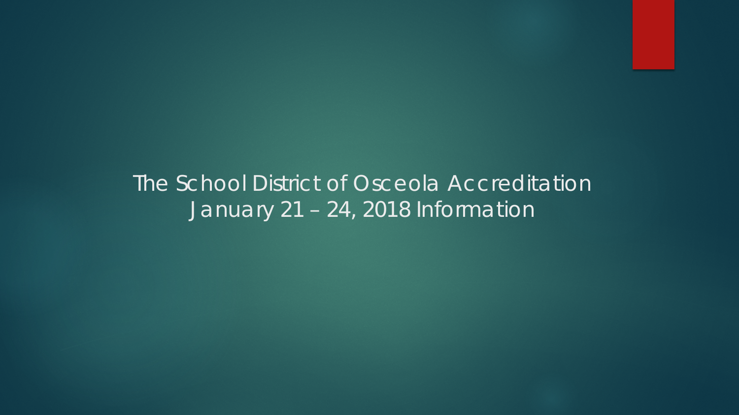# The School District of Osceola Accreditation January 21 – 24, 2018 Information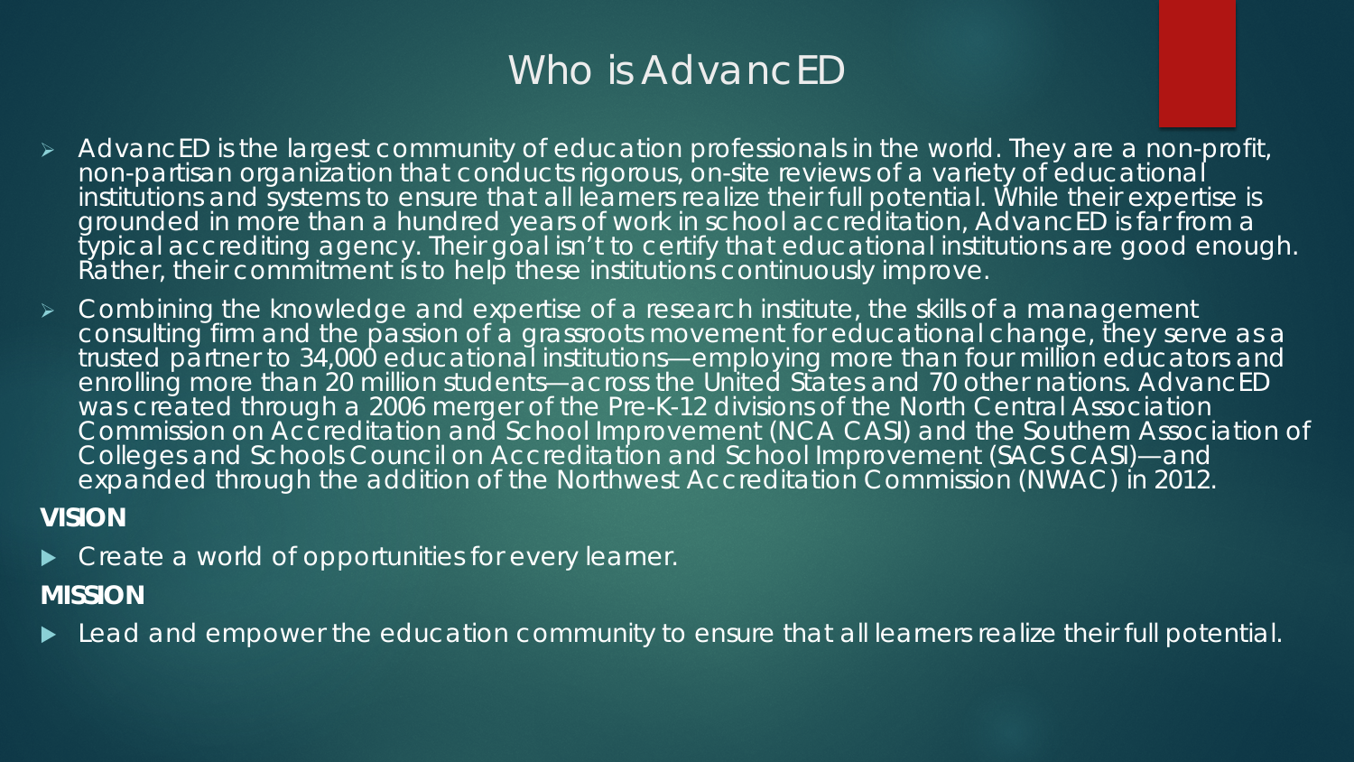# Who is AdvancED

- AdvancED is the largest community of education professionals in the world. They are a non-profit, non-partisan organization that conducts rigorous, on-site reviews of a variety of educational institutions and systems to ensure that all learners realize their full potential. While their expertise is grounded in more than a hundred years of work in school accreditation, AdvancED is far from a typical accrediting agency. Their goal isn't to certify that educational institutions are good enough. Rather, their commitment is to help these institutions continuously improve.
- Combining the knowledge and expertise of a research institute, the skills of a management consulting firm and the passion of a grassroots movement for educational change, they serve as a trusted partner to 34,000 educational institutions—employing more than four million educators and enrolling more than 20 million students—across the United States and 70 other nations. AdvancED was created through a 2006 merger of the Pre-K-12 divisions of the North Central Association Commission on Accreditation and School Improvement (NCA CASI) and the Southern Association of Colleges and Schools Council on Accreditation and School Improvement (SACS CASI)—and expanded through the addition of the Northwest Accreditation Commission (NWAC) in 2012.

**VISION**

- Create a world of opportunities for every learner.

**MISSION**

- Lead and empower the education community to ensure that all learners realize their full potential.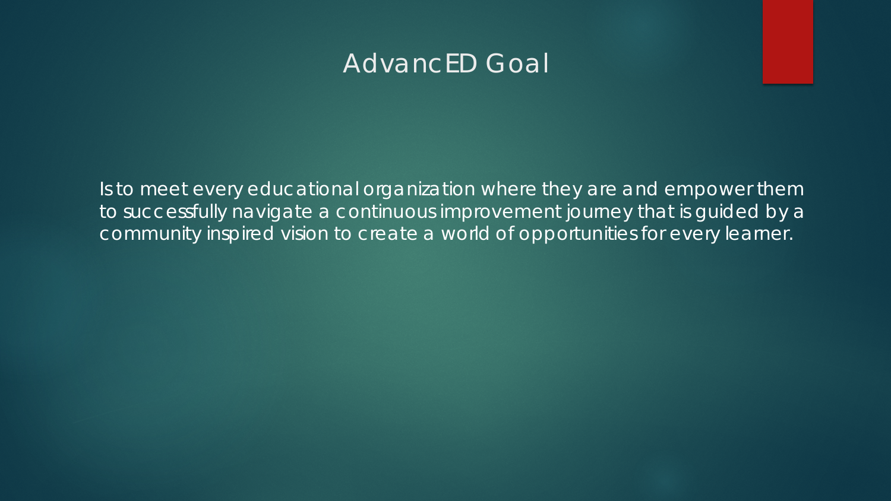# AdvancED Goal

Is to meet every educational organization where they are and empower them to successfully navigate a continuous improvement journey that is guided by a community inspired vision to create a world of opportunities for every learner.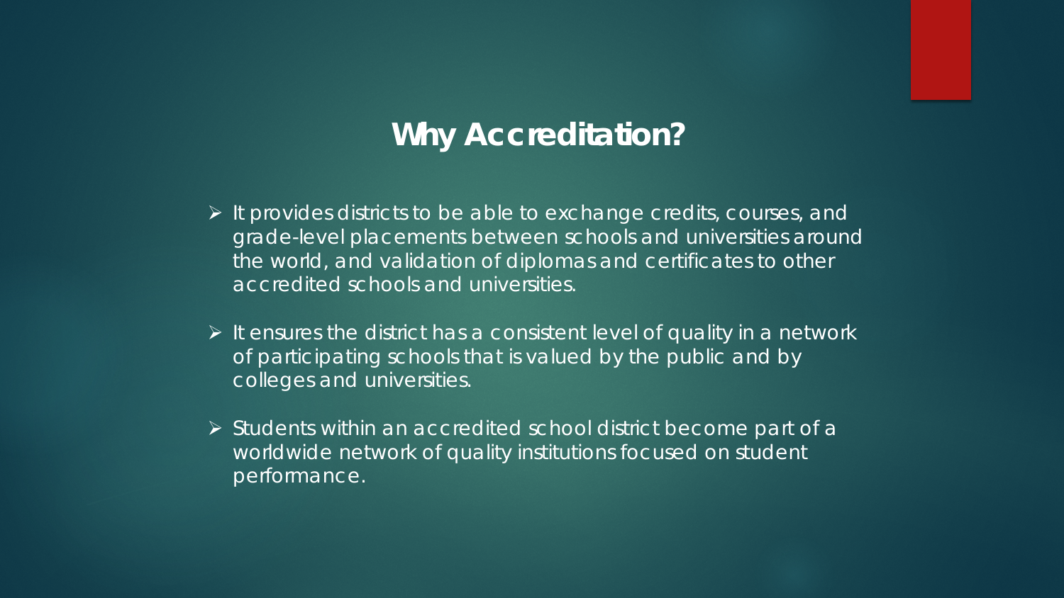## Why Accreditation?

- It provides districts to be able to exchange credits, courses, and grade-level placements between schools and universities around the world, and validation of diplomas and certificates to other accredited schools and universities.
- It ensures the district has a consistent level of quality in a network of participating schools that is valued by the public and by colleges and universities.
- Students within an accredited school district become part of a worldwide network of quality institutions focused on student performance.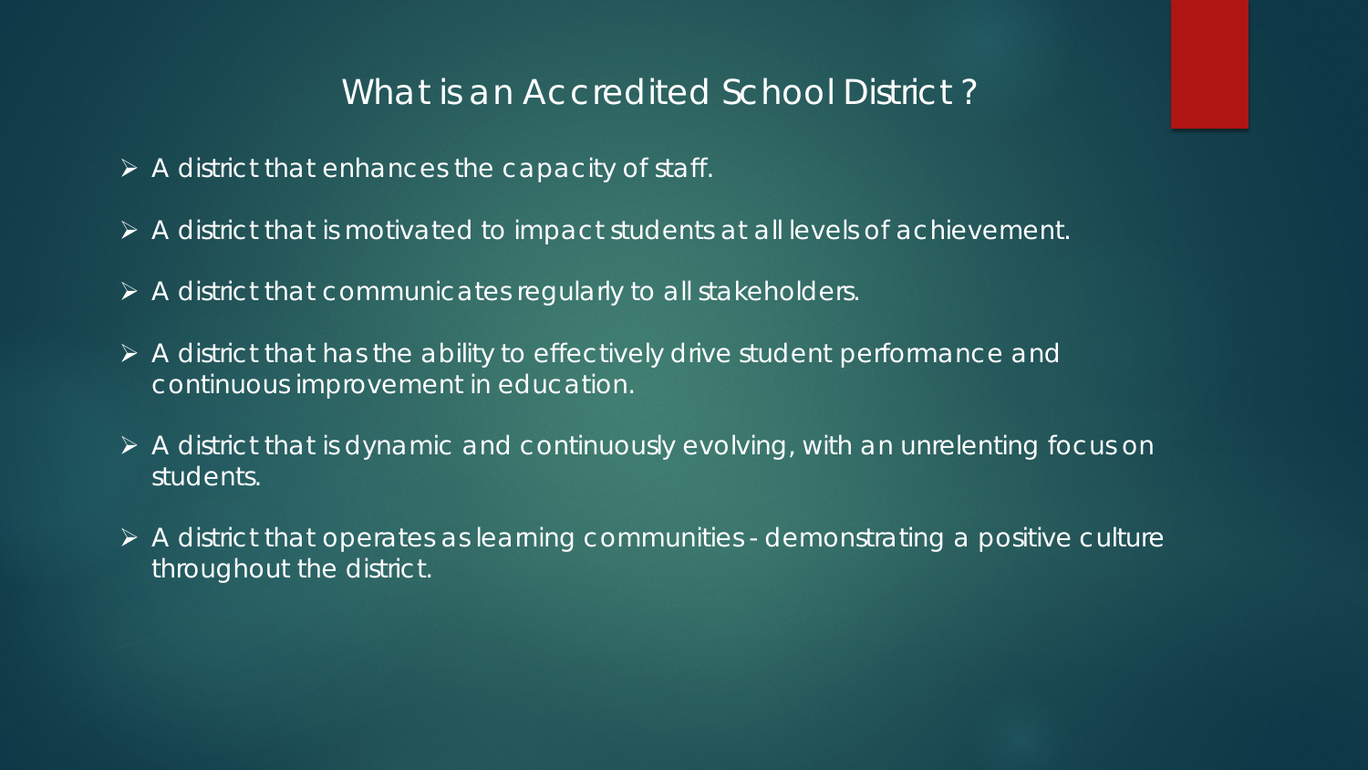# What is an Accredited School District ?

- A district that enhances the capacity of staff.
- A district that is motivated to impact students at all levels of achievement.
- A district that communicates regularly to all stakeholders.
- A district that has the ability to effectively drive student performance and continuous improvement in education.
- A district that is dynamic and continuously evolving, with an unrelenting focus on students.
- A district that operates as learning communities - demonstrating a positive culture throughout the district.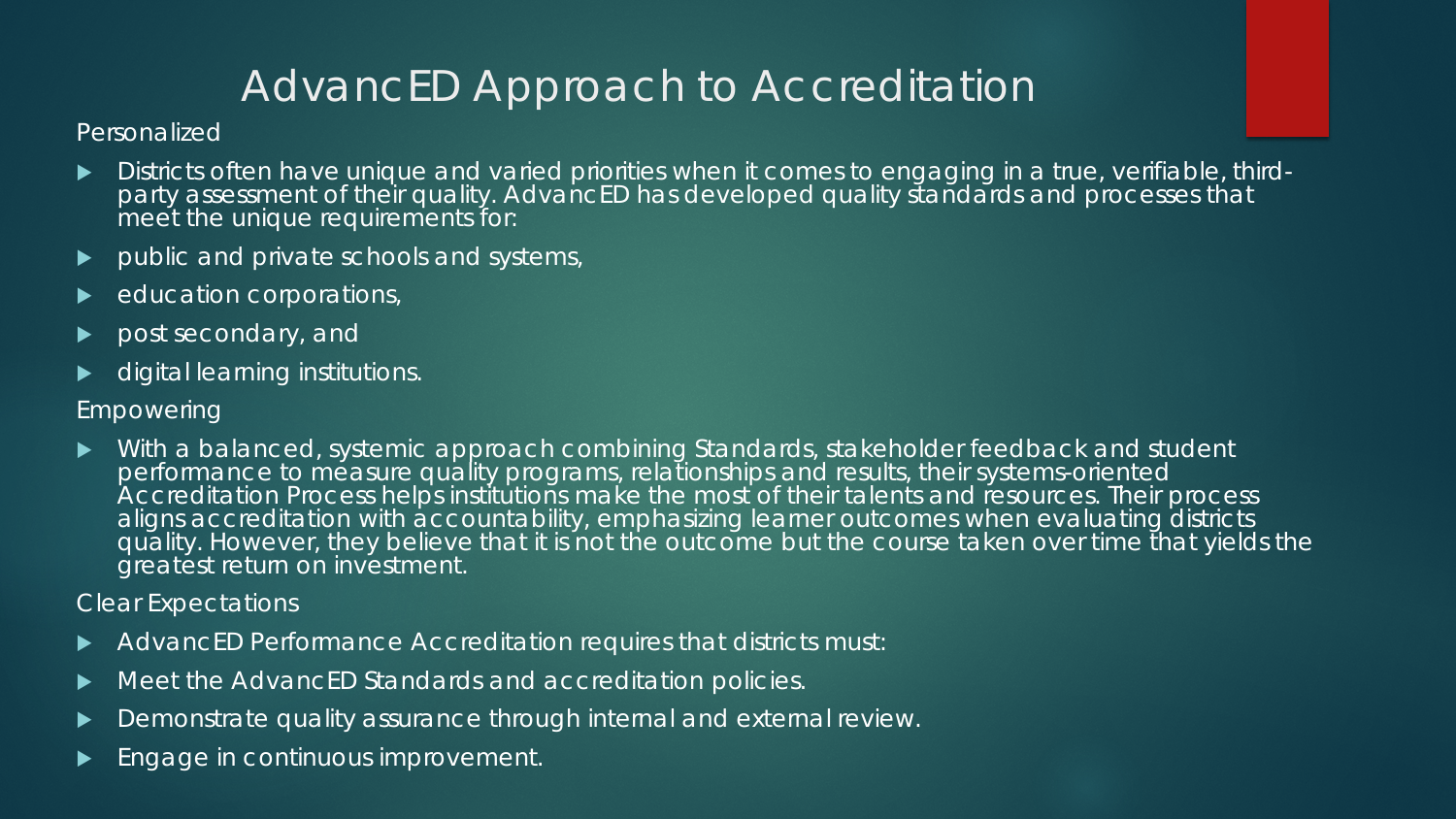# AdvancED Approach to Accreditation

Personalized

- Districts often have unique and varied priorities when it comes to engaging in a true, verifiable, third-party assessment of their quality. AdvancED has developed quality standards and processes that meet the unique requirements for:
- public and private schools and systems,
- education corporations,
- post secondary, and
- digital learning institutions.

Empowering

- With a balanced, systemic approach combining Standards, stakeholder feedback and student performance to measure quality programs, relationships and results, their systems-oriented Accreditation Process helps institutions make the most of their talents and resources. Their process aligns accreditation with accountability, emphasizing learner outcomes when evaluating districts quality. However, they believe that it is not the outcome but the course taken over time that yields the greatest return on investment.

Clear Expectations

- AdvancED Performance Accreditation requires that districts must:
- Meet the AdvancED Standards and accreditation policies.
- Demonstrate quality assurance through internal and external review.
- Engage in continuous improvement.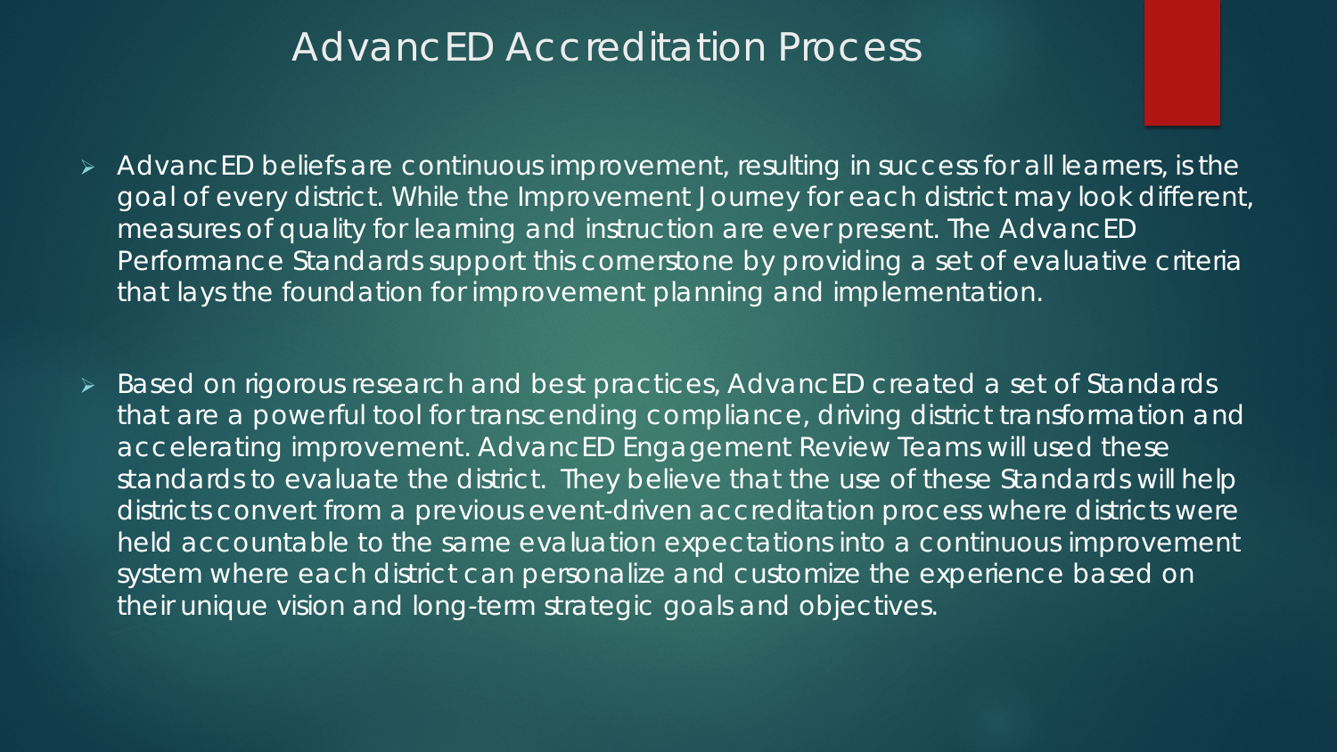# AdvancED Accreditation Process

- AdvancED beliefs are continuous improvement, resulting in success for all learners, is the goal of every district. While the Improvement Journey for each district may look different, measures of quality for learning and instruction are ever present. The AdvancED Performance Standards support this cornerstone by providing a set of evaluative criteria that lays the foundation for improvement planning and implementation.

- Based on rigorous research and best practices, AdvancED created a set of Standards that are a powerful tool for transcending compliance, driving district transformation and accelerating improvement. AdvancED Engagement Review Teams will used these standards to evaluate the district. They believe that the use of these Standards will help districts convert from a previous event-driven accreditation process where districts were held accountable to the same evaluation expectations into a continuous improvement system where each district can personalize and customize the experience based on their unique vision and long-term strategic goals and objectives.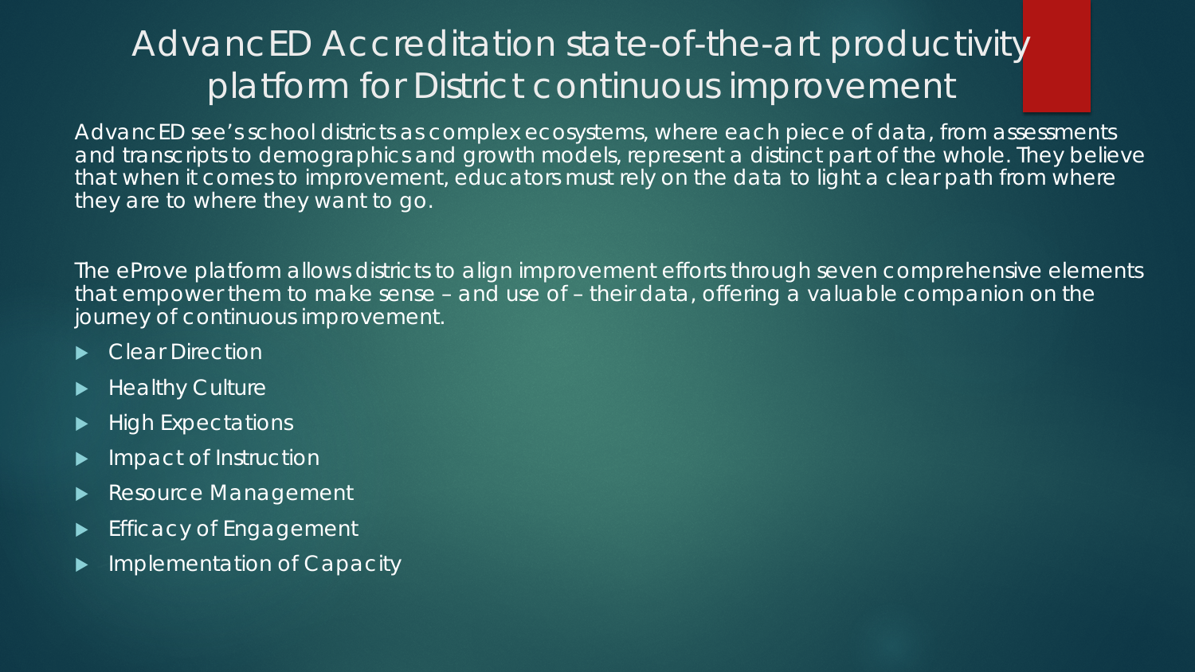# AdvancED Accreditation state-of-the-art productivity platform for District continuous improvement

AdvancED see's school districts as complex ecosystems, where each piece of data, from assessments and transcripts to demographics and growth models, represent a distinct part of the whole. They believe that when it comes to improvement, educators must rely on the data to light a clear path from where they are to where they want to go.

The eProve platform allows districts to align improvement efforts through seven comprehensive elements that empower them to make sense – and use of – their data, offering a valuable companion on the journey of continuous improvement.

- Clear Direction
- Healthy Culture
- High Expectations
- Impact of Instruction
- Resource Management
- Efficacy of Engagement
- Implementation of Capacity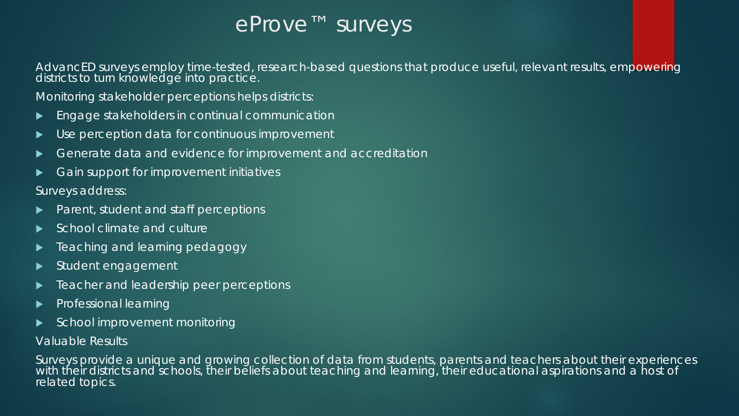# eProve™ surveys

AdvancED surveys employ time-tested, research-based questions that produce useful, relevant results, empowering districts to turn knowledge into practice.

Monitoring stakeholder perceptions helps districts:

- Engage stakeholders in continual communication
- Use perception data for continuous improvement
- Generate data and evidence for improvement and accreditation
- Gain support for improvement initiatives

Surveys address:

- Parent, student and staff perceptions
- School climate and culture
- Teaching and learning pedagogy
- Student engagement
- Teacher and leadership peer perceptions
- Professional learning
- School improvement monitoring

Valuable Results

Surveys provide a unique and growing collection of data from students, parents and teachers about their experiences with their districts and schools, their beliefs about teaching and learning, their educational aspirations and a host of related topics.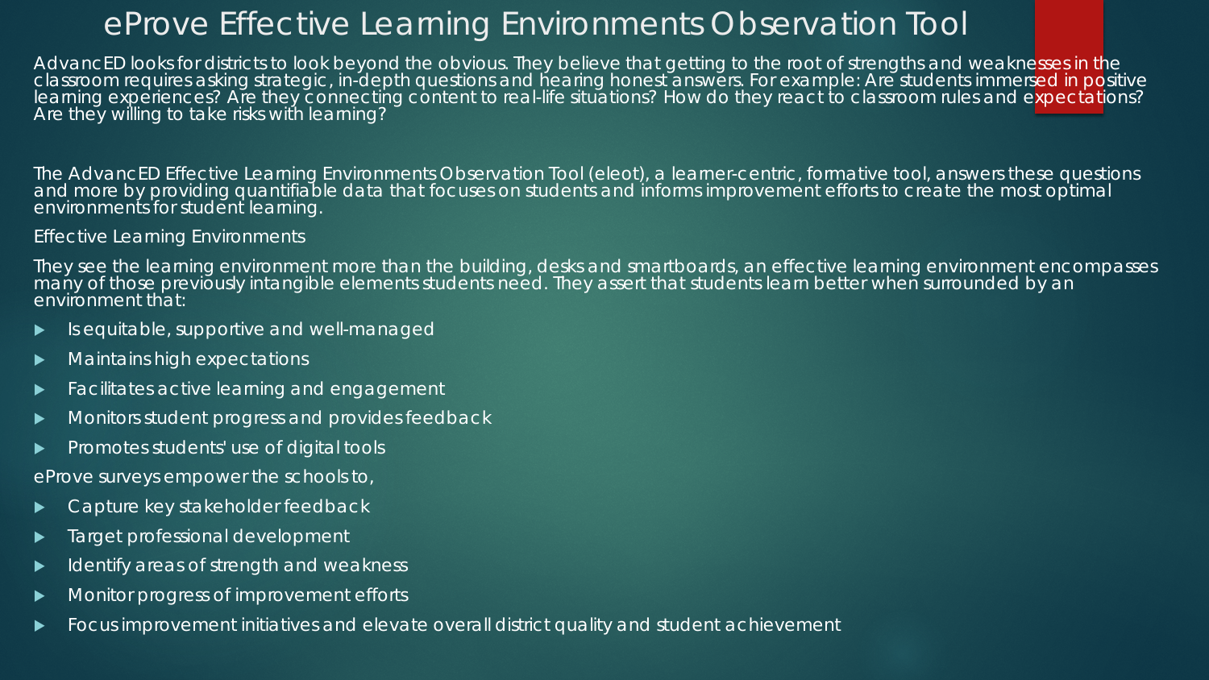# eProve Effective Learning Environments Observation Tool

AdvancED looks for districts to look beyond the obvious. They believe that getting to the root of strengths and weaknesses in the classroom requires asking strategic, in-depth questions and hearing honest answers. For example: Are students immersed in positive learning experiences? Are they connecting content to real-life situations? How do they react to classroom rules and expectations? Are they willing to take risks with learning?

The AdvancED Effective Learning Environments Observation Tool (eleot), a learner-centric, formative tool, answers these questions and more by providing quantifiable data that focuses on students and informs improvement efforts to create the most optimal environments for student learning.

Effective Learning Environments

They see the learning environment more than the building, desks and smartboards, an effective learning environment encompasses many of those previously intangible elements students need. They assert that students learn better when surrounded by an environment that:

- Is equitable, supportive and well-managed
- Maintains high expectations
- Facilitates active learning and engagement
- Monitors student progress and provides feedback
- Promotes students' use of digital tools

eProve surveys empower the schools to,

- Capture key stakeholder feedback
- Target professional development
- Identify areas of strength and weakness
- Monitor progress of improvement efforts
- Focus improvement initiatives and elevate overall district quality and student achievement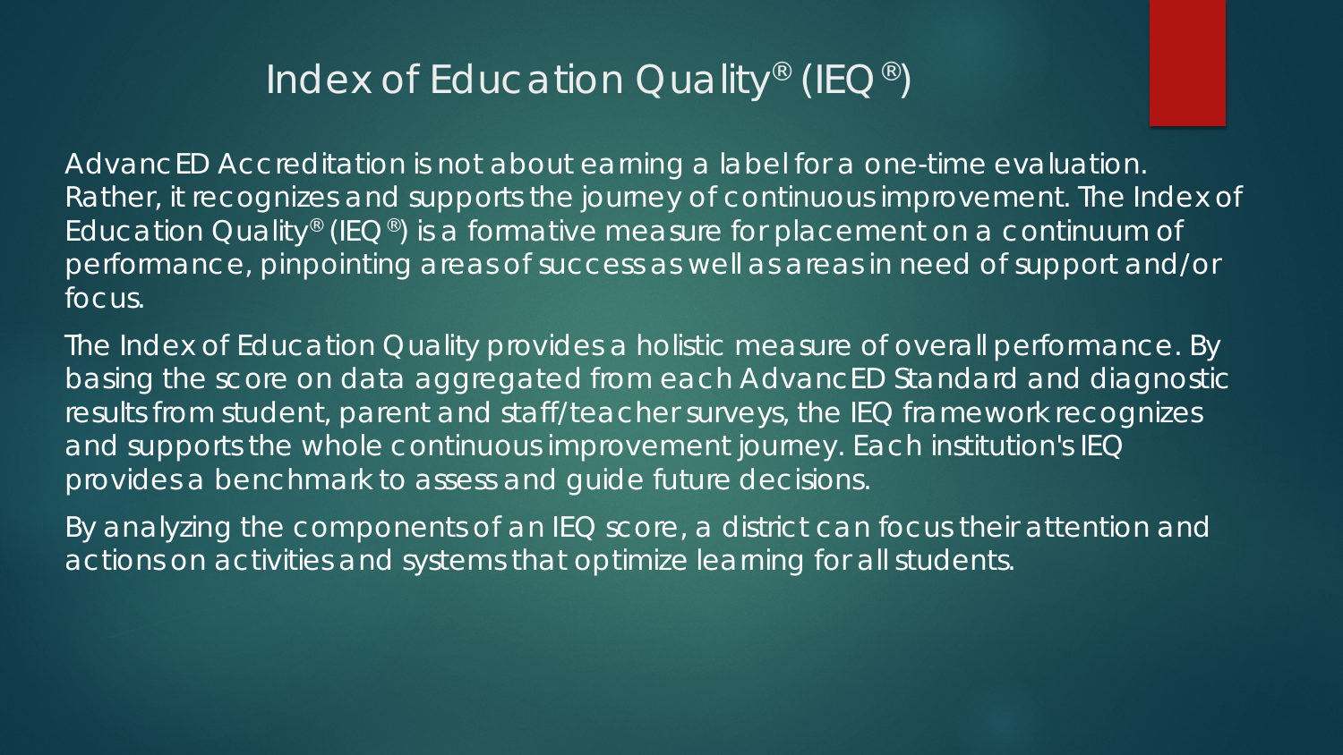# Index of Education Quality® (IEQ®)

AdvancED Accreditation is not about earning a label for a one-time evaluation. Rather, it recognizes and supports the journey of continuous improvement. The Index of Education Quality® (IEQ®) is a formative measure for placement on a continuum of performance, pinpointing areas of success as well as areas in need of support and/or focus.

The Index of Education Quality provides a holistic measure of overall performance. By basing the score on data aggregated from each AdvancED Standard and diagnostic results from student, parent and staff/teacher surveys, the IEQ framework recognizes and supports the whole continuous improvement journey. Each institution's IEQ provides a benchmark to assess and guide future decisions.

By analyzing the components of an IEQ score, a district can focus their attention and actions on activities and systems that optimize learning for all students.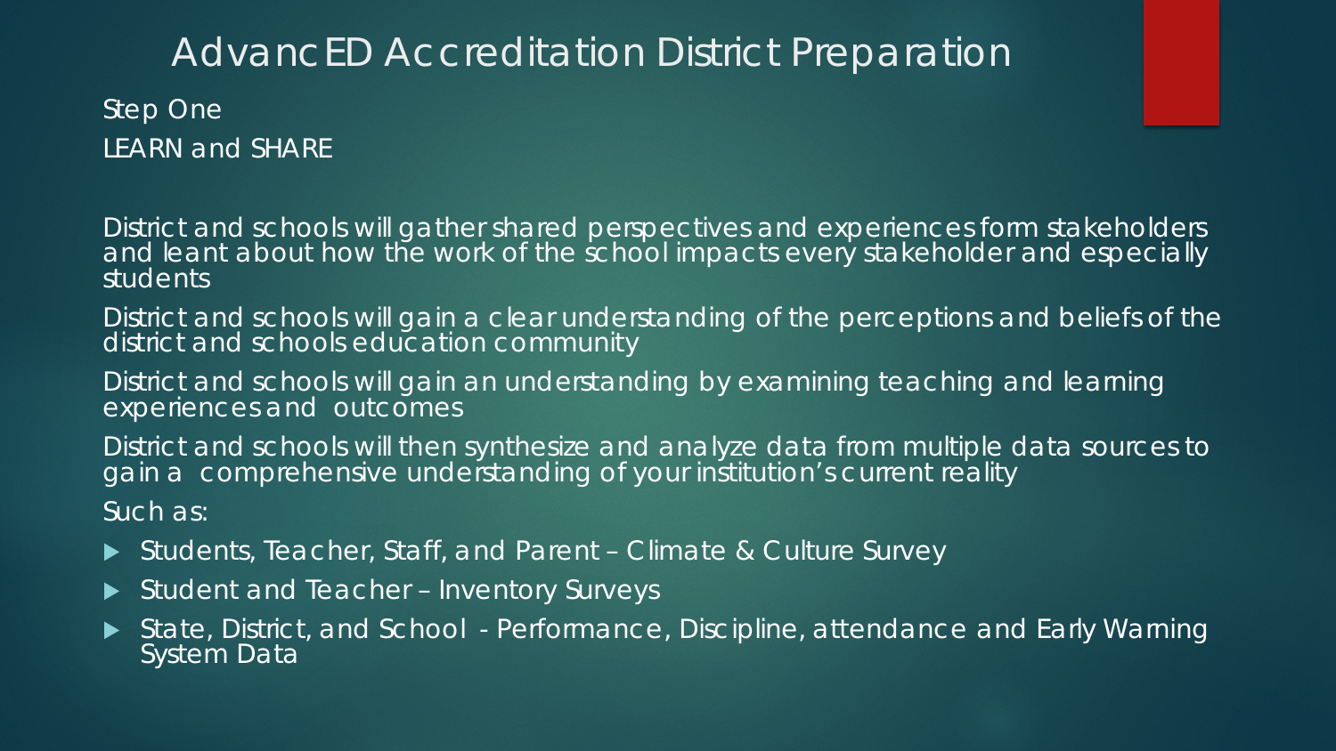# AdvancED Accreditation District Preparation

Step One

LEARN and SHARE

District and schools will gather shared perspectives and experiences form stakeholders and leant about how the work of the school impacts every stakeholder and especially students

District and schools will gain a clear understanding of the perceptions and beliefs of the district and schools education community

District and schools will gain an understanding by examining teaching and learning experiences and outcomes

District and schools will then synthesize and analyze data from multiple data sources to gain a comprehensive understanding of your institution's current reality

Such as:

- Students, Teacher, Staff, and Parent – Climate & Culture Survey
- Student and Teacher – Inventory Surveys
- State, District, and School - Performance, Discipline, attendance and Early Warning System Data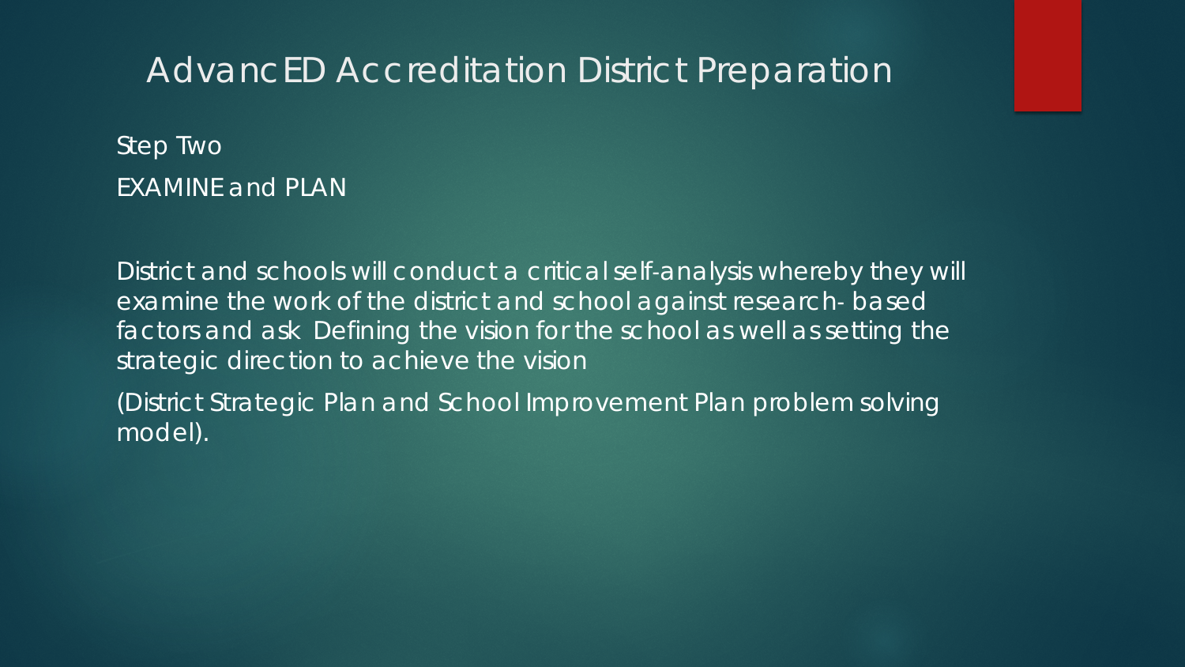# AdvancED Accreditation District Preparation

Step Two

EXAMINE and PLAN

District and schools will conduct a critical self-analysis whereby they will examine the work of the district and school against research- based factors and ask Defining the vision for the school as well as setting the strategic direction to achieve the vision

(District Strategic Plan and School Improvement Plan problem solving model).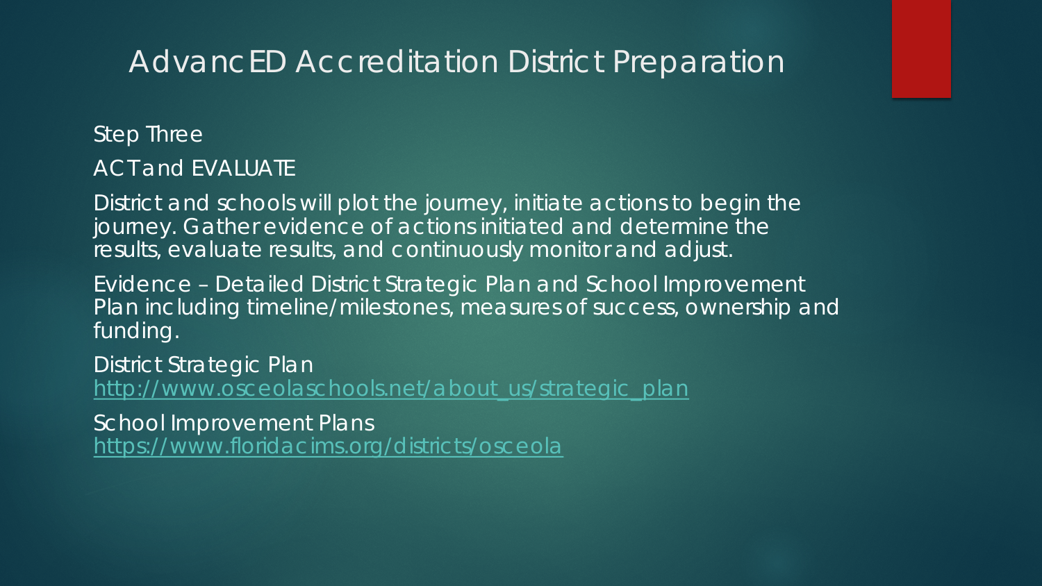# AdvancED Accreditation District Preparation

Step Three

ACT and EVALUATE

District and schools will plot the journey, initiate actions to begin the journey. Gather evidence of actions initiated and determine the results, evaluate results, and continuously monitor and adjust.

Evidence – Detailed District Strategic Plan and School Improvement Plan including timeline/milestones, measures of success, ownership and funding.

District Strategic Plan
http://www.osceolaschools.net/about_us/strategic_plan

School Improvement Plans
https://www.floridacims.org/districts/osceola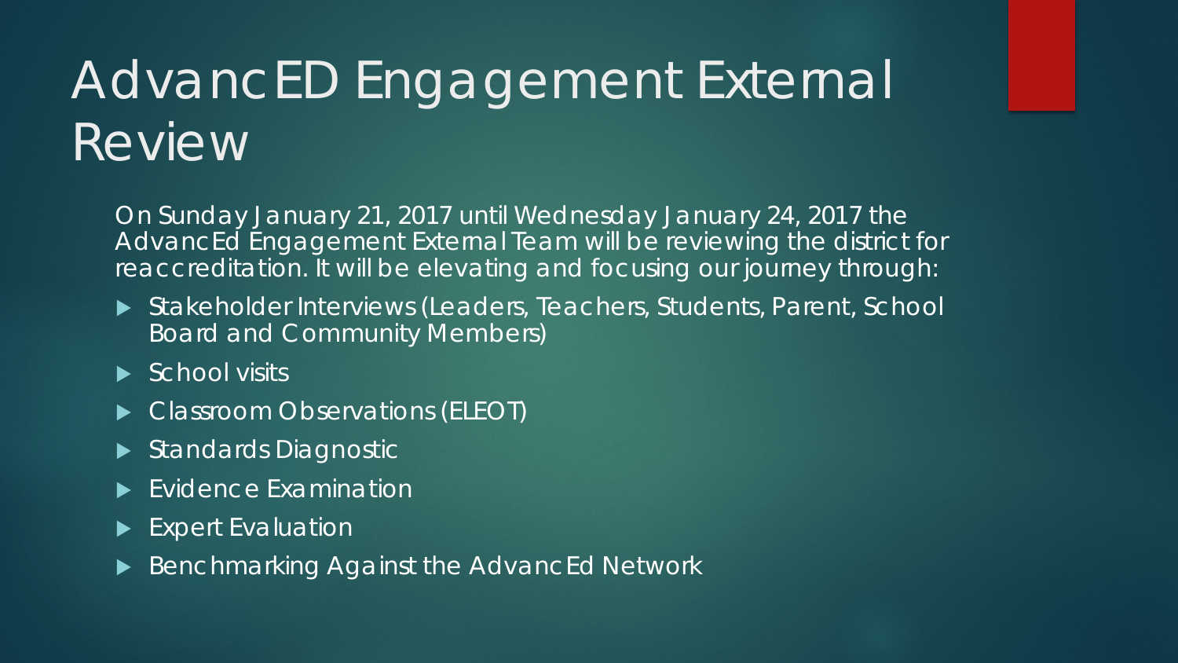# AdvancED Engagement External Review

On Sunday January 21, 2017 until Wednesday January 24, 2017 the AdvancEd Engagement External Team will be reviewing the district for reaccreditation. It will be elevating and focusing our journey through:

- Stakeholder Interviews (Leaders, Teachers, Students, Parent, School Board and Community Members)
- School visits
- Classroom Observations (ELEOT)
- Standards Diagnostic
- Evidence Examination
- Expert Evaluation
- Benchmarking Against the AdvancEd Network